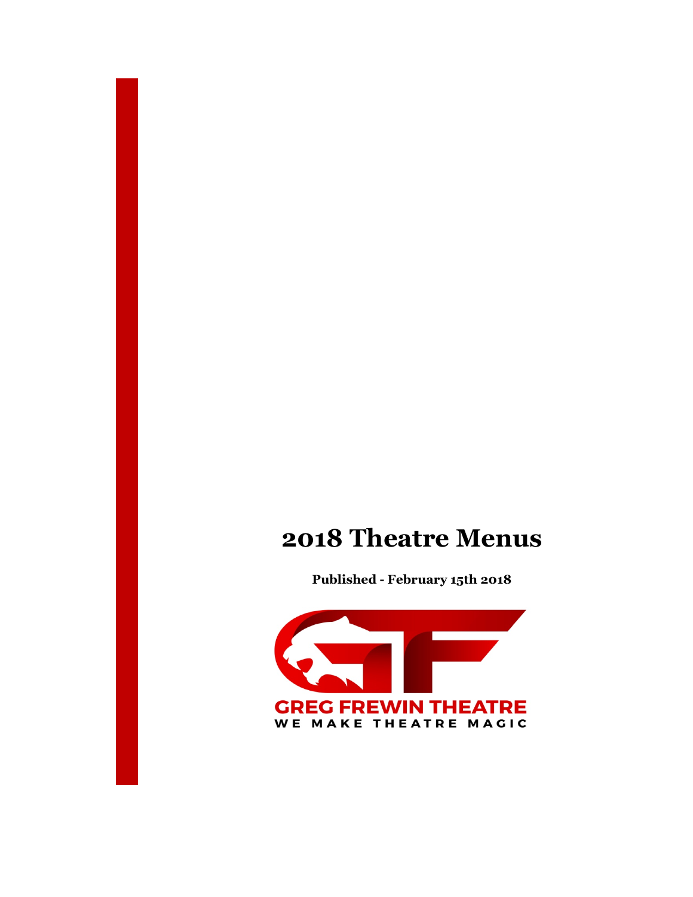# 2018 Theatre Menus

**Published - February 15th 2018**

GREG FREWIN THEATRE

WE MAKE THEATRE MAGIC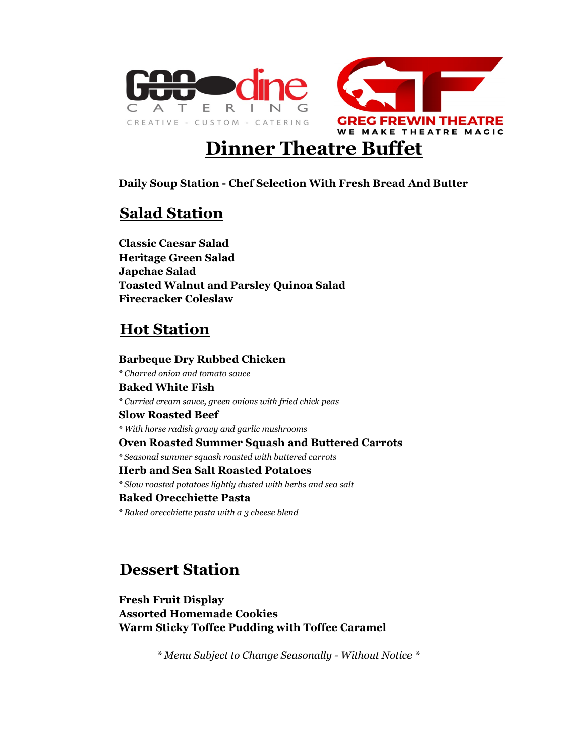GOOD dine CATERING

CREATIVE - CUSTOM - CATERING

GREG FREWIN THEATRE

WE MAKE THEATRE MAGIC

# Dinner Theatre Buffet

**Daily Soup Station - Chef Selection With Fresh Bread And Butter**

## Salad Station

**Classic Caesar Salad**
**Heritage Green Salad**
**Japchae Salad**
**Toasted Walnut and Parsley Quinoa Salad**
**Firecracker Coleslaw**

## Hot Station

**Barbeque Dry Rubbed Chicken**
*\* Charred onion and tomato sauce*

**Baked White Fish**
*\* Curried cream sauce, green onions with fried chick peas*

**Slow Roasted Beef**
*\* With horse radish gravy and garlic mushrooms*

**Oven Roasted Summer Squash and Buttered Carrots**
*\* Seasonal summer squash roasted with buttered carrots*

**Herb and Sea Salt Roasted Potatoes**
*\* Slow roasted potatoes lightly dusted with herbs and sea salt*

**Baked Orecchiette Pasta**
*\* Baked orecchiette pasta with a 3 cheese blend*

## Dessert Station

**Fresh Fruit Display**
**Assorted Homemade Cookies**
**Warm Sticky Toffee Pudding with Toffee Caramel**

*\* Menu Subject to Change Seasonally - Without Notice \**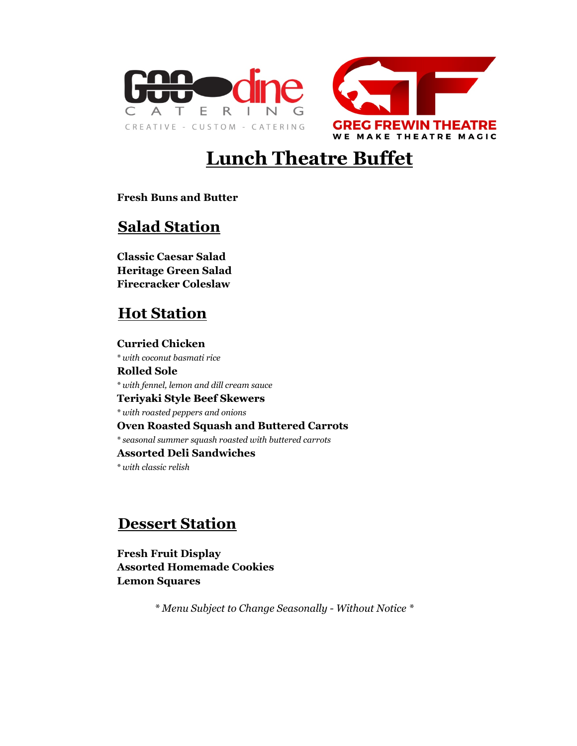# Lunch Theatre Buffet

**Fresh Buns and Butter**

## Salad Station

**Classic Caesar Salad**
**Heritage Green Salad**
**Firecracker Coleslaw**

## Hot Station

**Curried Chicken**
*\* with coconut basmati rice*
**Rolled Sole**
*\* with fennel, lemon and dill cream sauce*
**Teriyaki Style Beef Skewers**
*\* with roasted peppers and onions*
**Oven Roasted Squash and Buttered Carrots**
*\* seasonal summer squash roasted with buttered carrots*
**Assorted Deli Sandwiches**
*\* with classic relish*

## Dessert Station

**Fresh Fruit Display**
**Assorted Homemade Cookies**
**Lemon Squares**

*\* Menu Subject to Change Seasonally - Without Notice \**